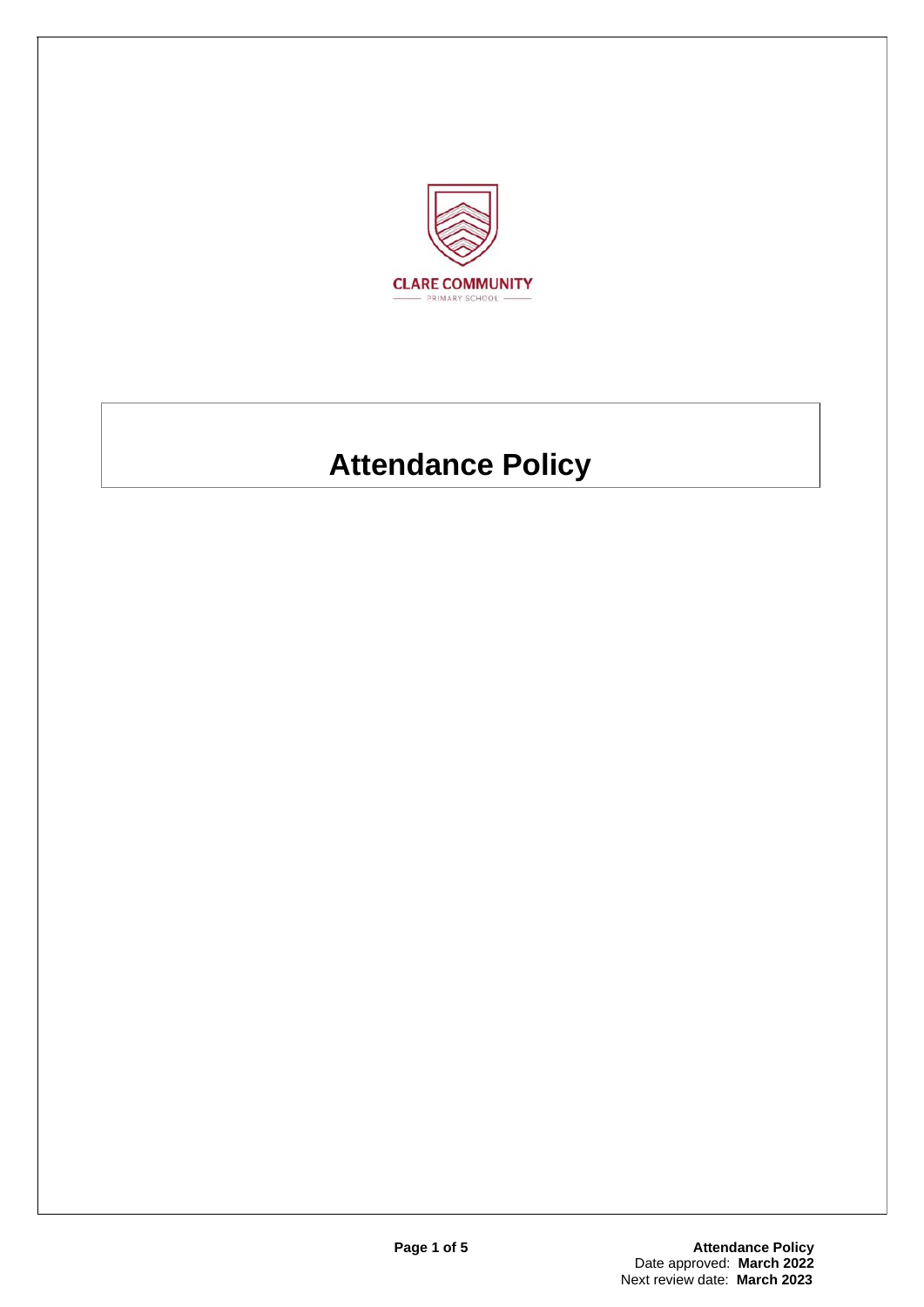CLARE COMMUNITY

PRIMARY SCHOOL

# Attendance Policy

Date approved: **March 2022**

Next review date: **March 2023**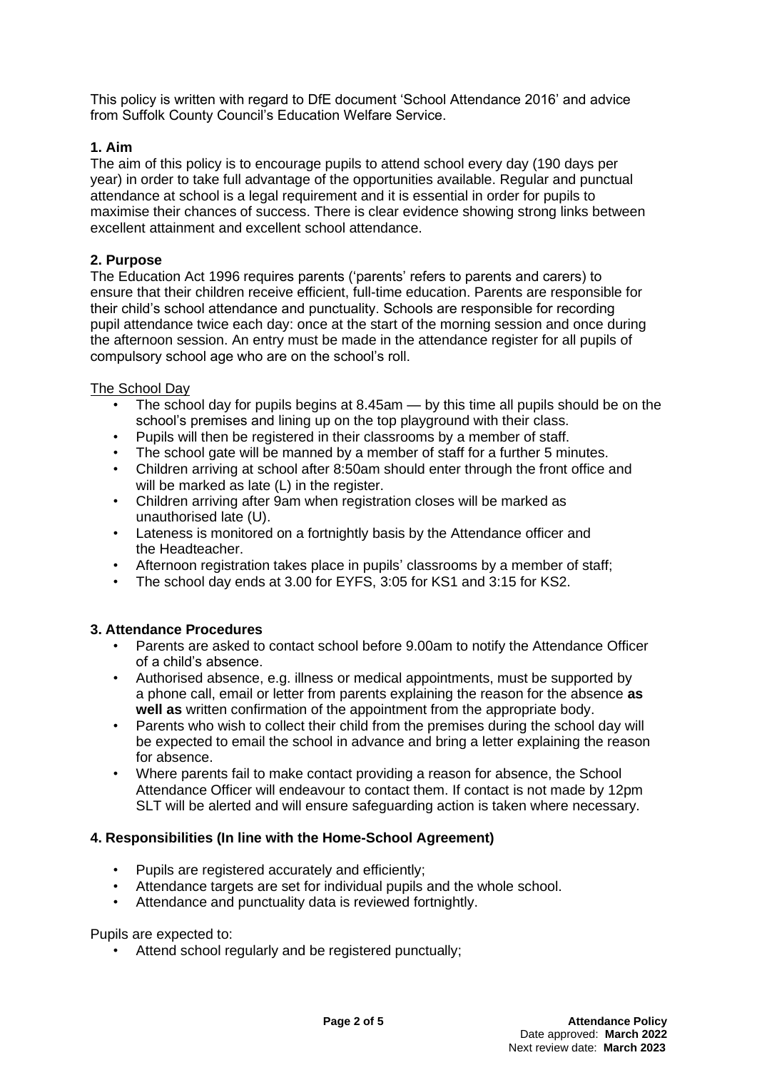This policy is written with regard to DfE document 'School Attendance 2016' and advice from Suffolk County Council's Education Welfare Service.

## 1. Aim

The aim of this policy is to encourage pupils to attend school every day (190 days per year) in order to take full advantage of the opportunities available. Regular and punctual attendance at school is a legal requirement and it is essential in order for pupils to maximise their chances of success. There is clear evidence showing strong links between excellent attainment and excellent school attendance.

## 2. Purpose

The Education Act 1996 requires parents ('parents' refers to parents and carers) to ensure that their children receive efficient, full-time education. Parents are responsible for their child's school attendance and punctuality. Schools are responsible for recording pupil attendance twice each day: once at the start of the morning session and once during the afternoon session. An entry must be made in the attendance register for all pupils of compulsory school age who are on the school's roll.

The School Day

- The school day for pupils begins at 8.45am — by this time all pupils should be on the school's premises and lining up on the top playground with their class.
- Pupils will then be registered in their classrooms by a member of staff.
- The school gate will be manned by a member of staff for a further 5 minutes.
- Children arriving at school after 8:50am should enter through the front office and will be marked as late (L) in the register.
- Children arriving after 9am when registration closes will be marked as unauthorised late (U).
- Lateness is monitored on a fortnightly basis by the Attendance officer and the Headteacher.
- Afternoon registration takes place in pupils' classrooms by a member of staff;
- The school day ends at 3.00 for EYFS, 3:05 for KS1 and 3:15 for KS2.

## 3. Attendance Procedures

- Parents are asked to contact school before 9.00am to notify the Attendance Officer of a child's absence.
- Authorised absence, e.g. illness or medical appointments, must be supported by a phone call, email or letter from parents explaining the reason for the absence **as well as** written confirmation of the appointment from the appropriate body.
- Parents who wish to collect their child from the premises during the school day will be expected to email the school in advance and bring a letter explaining the reason for absence.
- Where parents fail to make contact providing a reason for absence, the School Attendance Officer will endeavour to contact them. If contact is not made by 12pm SLT will be alerted and will ensure safeguarding action is taken where necessary.

## 4. Responsibilities (In line with the Home-School Agreement)

- Pupils are registered accurately and efficiently;
- Attendance targets are set for individual pupils and the whole school.
- Attendance and punctuality data is reviewed fortnightly.

Pupils are expected to:

- Attend school regularly and be registered punctually;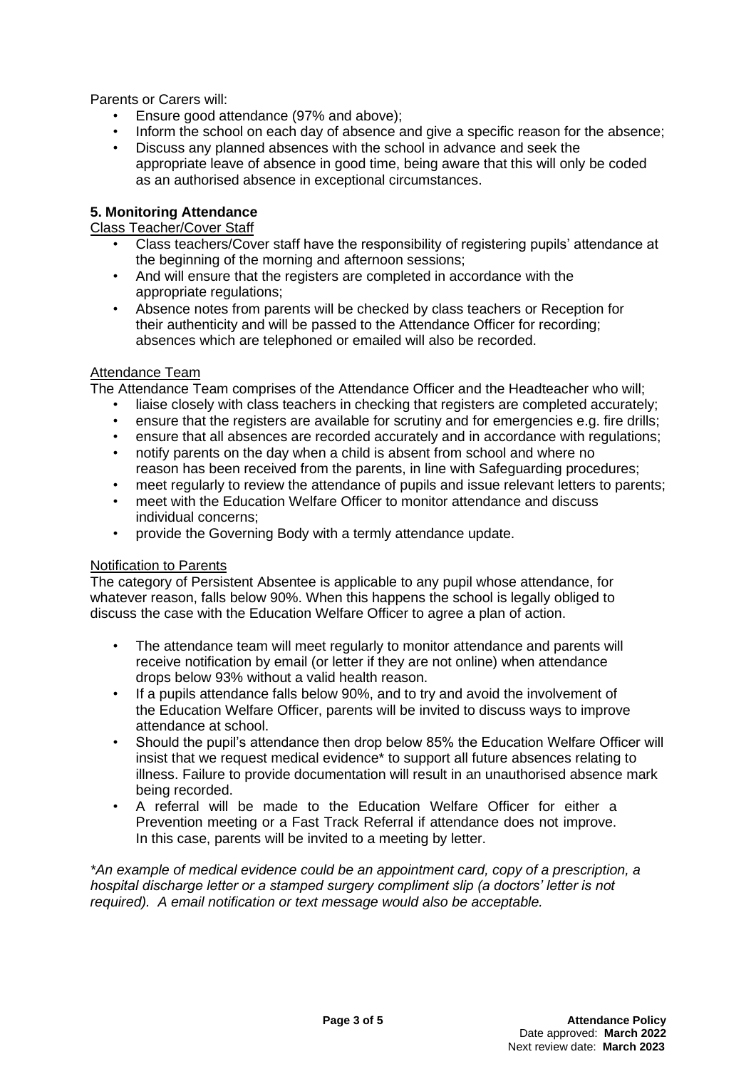Parents or Carers will:

- Ensure good attendance (97% and above);
- Inform the school on each day of absence and give a specific reason for the absence;
- Discuss any planned absences with the school in advance and seek the appropriate leave of absence in good time, being aware that this will only be coded as an authorised absence in exceptional circumstances.

## 5. Monitoring Attendance

Class Teacher/Cover Staff

- Class teachers/Cover staff have the responsibility of registering pupils' attendance at the beginning of the morning and afternoon sessions;
- And will ensure that the registers are completed in accordance with the appropriate regulations;
- Absence notes from parents will be checked by class teachers or Reception for their authenticity and will be passed to the Attendance Officer for recording; absences which are telephoned or emailed will also be recorded.

Attendance Team

The Attendance Team comprises of the Attendance Officer and the Headteacher who will;

- liaise closely with class teachers in checking that registers are completed accurately;
- ensure that the registers are available for scrutiny and for emergencies e.g. fire drills;
- ensure that all absences are recorded accurately and in accordance with regulations;
- notify parents on the day when a child is absent from school and where no reason has been received from the parents, in line with Safeguarding procedures;
- meet regularly to review the attendance of pupils and issue relevant letters to parents;
- meet with the Education Welfare Officer to monitor attendance and discuss individual concerns;
- provide the Governing Body with a termly attendance update.

Notification to Parents

The category of Persistent Absentee is applicable to any pupil whose attendance, for whatever reason, falls below 90%. When this happens the school is legally obliged to discuss the case with the Education Welfare Officer to agree a plan of action.

- The attendance team will meet regularly to monitor attendance and parents will receive notification by email (or letter if they are not online) when attendance drops below 93% without a valid health reason.
- If a pupils attendance falls below 90%, and to try and avoid the involvement of the Education Welfare Officer, parents will be invited to discuss ways to improve attendance at school.
- Should the pupil's attendance then drop below 85% the Education Welfare Officer will insist that we request medical evidence* to support all future absences relating to illness. Failure to provide documentation will result in an unauthorised absence mark being recorded.
- A referral will be made to the Education Welfare Officer for either a Prevention meeting or a Fast Track Referral if attendance does not improve. In this case, parents will be invited to a meeting by letter.

*\*An example of medical evidence could be an appointment card, copy of a prescription, a hospital discharge letter or a stamped surgery compliment slip (a doctors' letter is not required). A email notification or text message would also be acceptable.*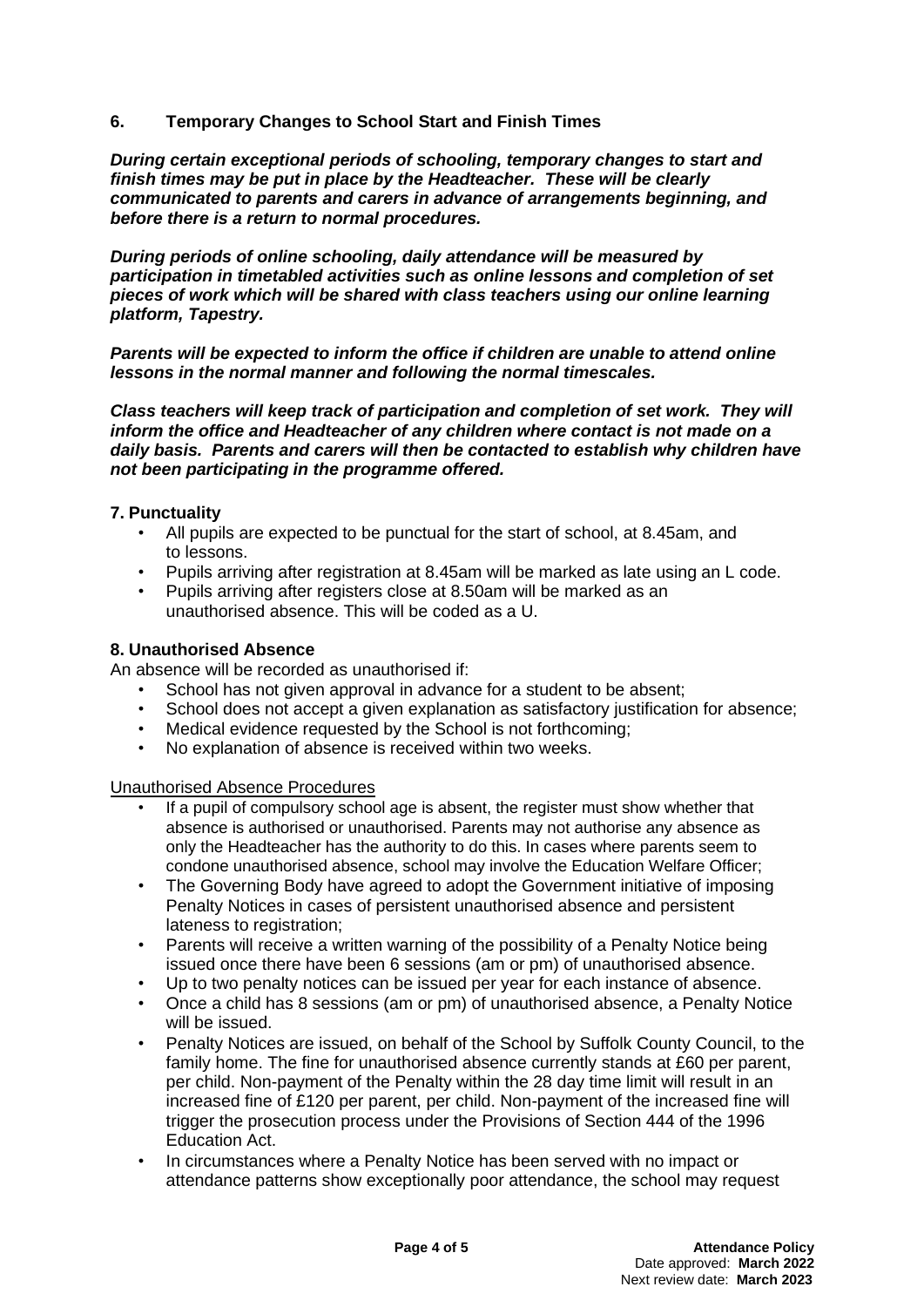## 6. Temporary Changes to School Start and Finish Times

***During certain exceptional periods of schooling, temporary changes to start and finish times may be put in place by the Headteacher. These will be clearly communicated to parents and carers in advance of arrangements beginning, and before there is a return to normal procedures.***

***During periods of online schooling, daily attendance will be measured by participation in timetabled activities such as online lessons and completion of set pieces of work which will be shared with class teachers using our online learning platform, Tapestry.***

***Parents will be expected to inform the office if children are unable to attend online lessons in the normal manner and following the normal timescales.***

***Class teachers will keep track of participation and completion of set work. They will inform the office and Headteacher of any children where contact is not made on a daily basis. Parents and carers will then be contacted to establish why children have not been participating in the programme offered.***

## 7. Punctuality

- All pupils are expected to be punctual for the start of school, at 8.45am, and to lessons.
- Pupils arriving after registration at 8.45am will be marked as late using an L code.
- Pupils arriving after registers close at 8.50am will be marked as an unauthorised absence. This will be coded as a U.

## 8. Unauthorised Absence

An absence will be recorded as unauthorised if:

- School has not given approval in advance for a student to be absent;
- School does not accept a given explanation as satisfactory justification for absence;
- Medical evidence requested by the School is not forthcoming;
- No explanation of absence is received within two weeks.

Unauthorised Absence Procedures

- If a pupil of compulsory school age is absent, the register must show whether that absence is authorised or unauthorised. Parents may not authorise any absence as only the Headteacher has the authority to do this. In cases where parents seem to condone unauthorised absence, school may involve the Education Welfare Officer;
- The Governing Body have agreed to adopt the Government initiative of imposing Penalty Notices in cases of persistent unauthorised absence and persistent lateness to registration;
- Parents will receive a written warning of the possibility of a Penalty Notice being issued once there have been 6 sessions (am or pm) of unauthorised absence.
- Up to two penalty notices can be issued per year for each instance of absence.
- Once a child has 8 sessions (am or pm) of unauthorised absence, a Penalty Notice will be issued.
- Penalty Notices are issued, on behalf of the School by Suffolk County Council, to the family home. The fine for unauthorised absence currently stands at £60 per parent, per child. Non-payment of the Penalty within the 28 day time limit will result in an increased fine of £120 per parent, per child. Non-payment of the increased fine will trigger the prosecution process under the Provisions of Section 444 of the 1996 Education Act.
- In circumstances where a Penalty Notice has been served with no impact or attendance patterns show exceptionally poor attendance, the school may request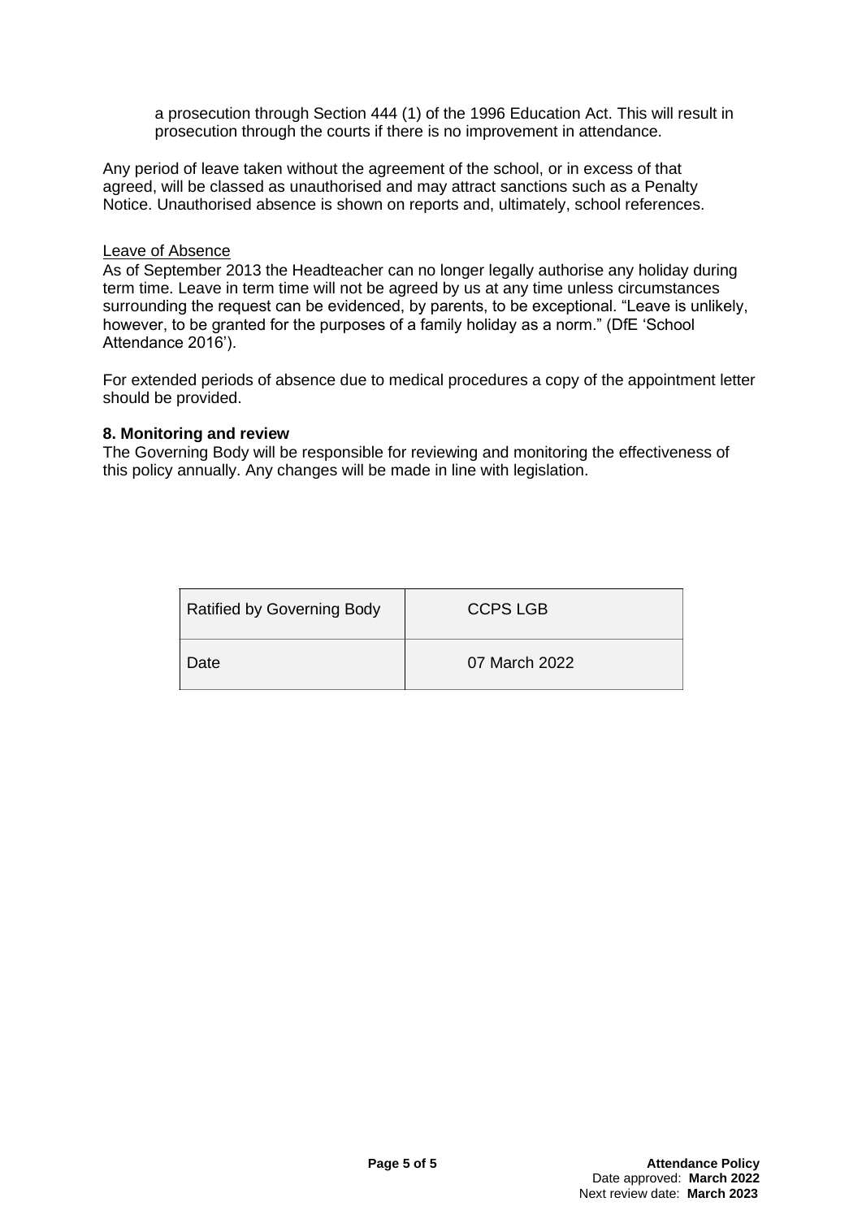a prosecution through Section 444 (1) of the 1996 Education Act. This will result in prosecution through the courts if there is no improvement in attendance.

Any period of leave taken without the agreement of the school, or in excess of that agreed, will be classed as unauthorised and may attract sanctions such as a Penalty Notice. Unauthorised absence is shown on reports and, ultimately, school references.

<u>Leave of Absence</u>

As of September 2013 the Headteacher can no longer legally authorise any holiday during term time. Leave in term time will not be agreed by us at any time unless circumstances surrounding the request can be evidenced, by parents, to be exceptional. "Leave is unlikely, however, to be granted for the purposes of a family holiday as a norm." (DfE 'School Attendance 2016').

For extended periods of absence due to medical procedures a copy of the appointment letter should be provided.

**8. Monitoring and review**

The Governing Body will be responsible for reviewing and monitoring the effectiveness of this policy annually. Any changes will be made in line with legislation.

| | |
|---|---|
| Ratified by Governing Body | CCPS LGB |
| Date | 07 March 2022 |